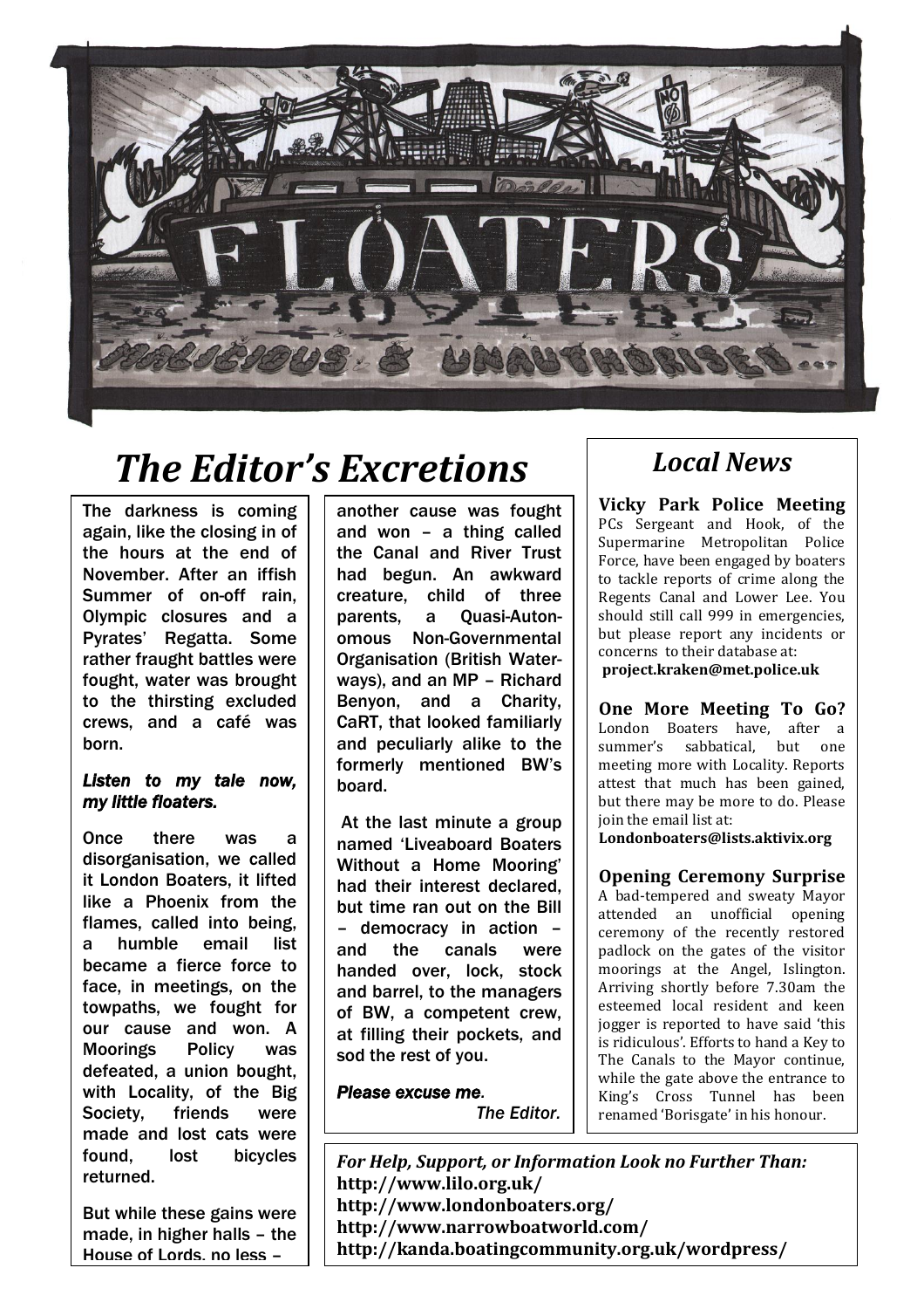# FLOATERS

MALICIOUS & UNAUTHORISED...

## The Editor's Excretions

The darkness is coming again, like the closing in of the hours at the end of November. After an iffish Summer of on-off rain, Olympic closures and a Pyrates' Regatta. Some rather fraught battles were fought, water was brought to the thirsting excluded crews, and a café was born.

*Listen to my tale now, my little floaters.*

Once there was a disorganisation, we called it London Boaters, it lifted like a Phoenix from the flames, called into being, a humble email list became a fierce force to face, in meetings, on the towpaths, we fought for our cause and won. A Moorings Policy was defeated, a union bought, with Locality, of the Big Society, friends were made and lost cats were found, lost bicycles returned.

But while these gains were made, in higher halls – the House of Lords, no less – another cause was fought and won – a thing called the Canal and River Trust had begun. An awkward creature, child of three parents, a Quasi-Autonomous Non-Governmental Organisation (British Waterways), and an MP – Richard Benyon, and a Charity, CaRT, that looked familiarly and peculiarly alike to the formerly mentioned BW's board.

At the last minute a group named 'Liveaboard Boaters Without a Home Mooring' had their interest declared, but time ran out on the Bill – democracy in action – and the canals were handed over, lock, stock and barrel, to the managers of BW, a competent crew, at filling their pockets, and sod the rest of you.

*Please excuse me.*

*The Editor.*

## Local News

**Vicky Park Police Meeting**
PCs Sergeant and Hook, of the Supermarine Metropolitan Police Force, have been engaged by boaters to tackle reports of crime along the Regents Canal and Lower Lee. You should still call 999 in emergencies, but please report any incidents or concerns to their database at:
**project.kraken@met.police.uk**

**One More Meeting To Go?**
London Boaters have, after a summer's sabbatical, but one meeting more with Locality. Reports attest that much has been gained, but there may be more to do. Please join the email list at:
**Londonboaters@lists.aktivix.org**

**Opening Ceremony Surprise**
A bad-tempered and sweaty Mayor attended an unofficial opening ceremony of the recently restored padlock on the gates of the visitor moorings at the Angel, Islington. Arriving shortly before 7.30am the esteemed local resident and keen jogger is reported to have said 'this is ridiculous'. Efforts to hand a Key to The Canals to the Mayor continue, while the gate above the entrance to King's Cross Tunnel has been renamed 'Borisgate' in his honour.

*For Help, Support, or Information Look no Further Than:*
**http://www.lilo.org.uk/**
**http://www.londonboaters.org/**
**http://www.narrowboatworld.com/**
**http://kanda.boatingcommunity.org.uk/wordpress/**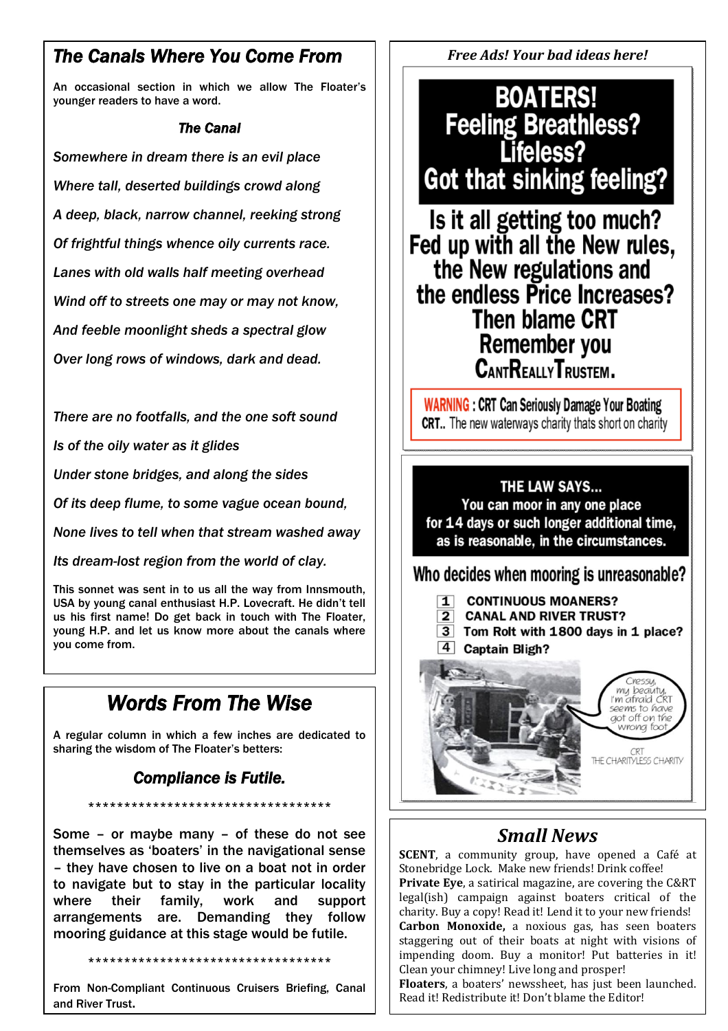## The Canals Where You Come From

An occasional section in which we allow The Floater's younger readers to have a word.

### The Canal

*Somewhere in dream there is an evil place*

*Where tall, deserted buildings crowd along*

*A deep, black, narrow channel, reeking strong*

*Of frightful things whence oily currents race.*

*Lanes with old walls half meeting overhead*

*Wind off to streets one may or may not know,*

*And feeble moonlight sheds a spectral glow*

*Over long rows of windows, dark and dead.*

*There are no footfalls, and the one soft sound*

*Is of the oily water as it glides*

*Under stone bridges, and along the sides*

*Of its deep flume, to some vague ocean bound,*

*None lives to tell when that stream washed away*

*Its dream-lost region from the world of clay.*

This sonnet was sent in to us all the way from Innsmouth, USA by young canal enthusiast H.P. Lovecraft. He didn't tell us his first name! Do get back in touch with The Floater, young H.P. and let us know more about the canals where you come from.

## Words From The Wise

A regular column in which a few inches are dedicated to sharing the wisdom of The Floater's betters:

### Compliance is Futile.

***********************************

Some – or maybe many – of these do not see themselves as 'boaters' in the navigational sense – they have chosen to live on a boat not in order to navigate but to stay in the particular locality where their family, work and support arrangements are. Demanding they follow mooring guidance at this stage would be futile.

***********************************

From Non-Compliant Continuous Cruisers Briefing, Canal and River Trust.

*Free Ads! Your bad ideas here!*

**BOATERS!**
**Feeling Breathless?**
**Lifeless?**
**Got that sinking feeling?**

**Is it all getting too much?**
**Fed up with all the New rules, the New regulations and the endless Price Increases?**
**Then blame CRT**
**Remember you**
**CantReallyTrustem.**

**WARNING : CRT Can Seriously Damage Your Boating**
**CRT..** The new waterways charity thats short on charity

**THE LAW SAYS...**
**You can moor in any one place for 14 days or such longer additional time, as is reasonable, in the circumstances.**

**Who decides when mooring is unreasonable?**

1. CONTINUOUS MOANERS?
2. CANAL AND RIVER TRUST?
3. Tom Rolt with 1800 days in 1 place?
4. Captain Bligh?

Cressy, my beauty, I'm afraid CRT seems to have got off on the wrong foot

CRT
THE CHARITYLESS CHARITY

## Small News

**SCENT**, a community group, have opened a Café at Stonebridge Lock. Make new friends! Drink coffee!
**Private Eye**, a satirical magazine, are covering the C&RT legal(ish) campaign against boaters critical of the charity. Buy a copy! Read it! Lend it to your new friends!
**Carbon Monoxide,** a noxious gas, has seen boaters staggering out of their boats at night with visions of impending doom. Buy a monitor! Put batteries in it! Clean your chimney! Live long and prosper!
**Floaters**, a boaters' newssheet, has just been launched. Read it! Redistribute it! Don't blame the Editor!